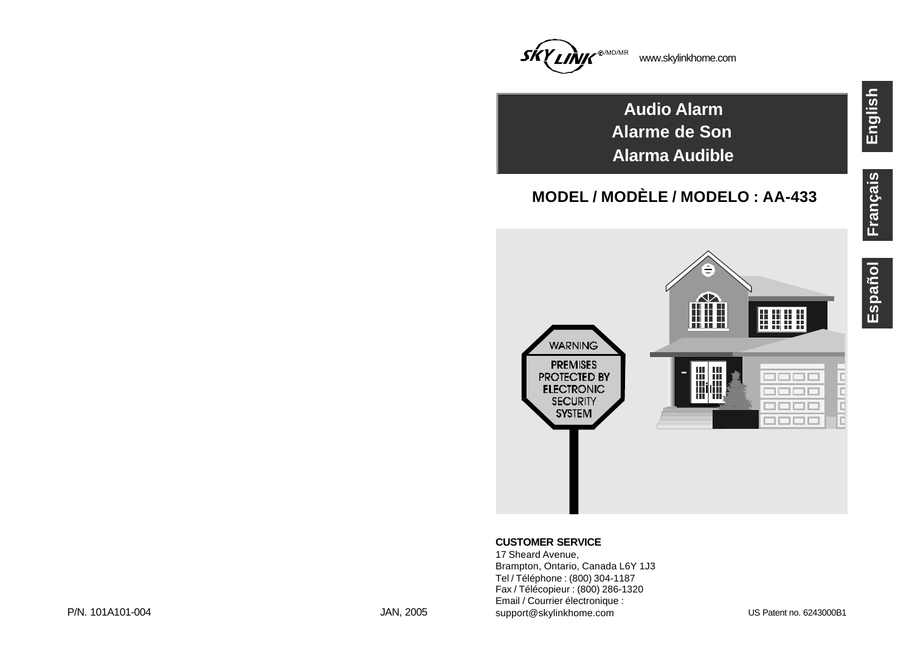SKYLINK®/MD/MR www.skylinkhome.com

# Audio Alarm
# Alarme de Son
# Alarma Audible

## MODEL / MODÈLE / MODELO : AA-433

English

Français

Español

WARNING

PREMISES PROTECTED BY ELECTRONIC SECURITY SYSTEM

**CUSTOMER SERVICE**

17 Sheard Avenue,
Brampton, Ontario, Canada L6Y 1J3
Tel / Téléphone : (800) 304-1187
Fax / Télécopieur : (800) 286-1320
Email / Courrier électronique :
support@skylinkhome.com

US Patent no. 6243000B1

P/N. 101A101-004

JAN, 2005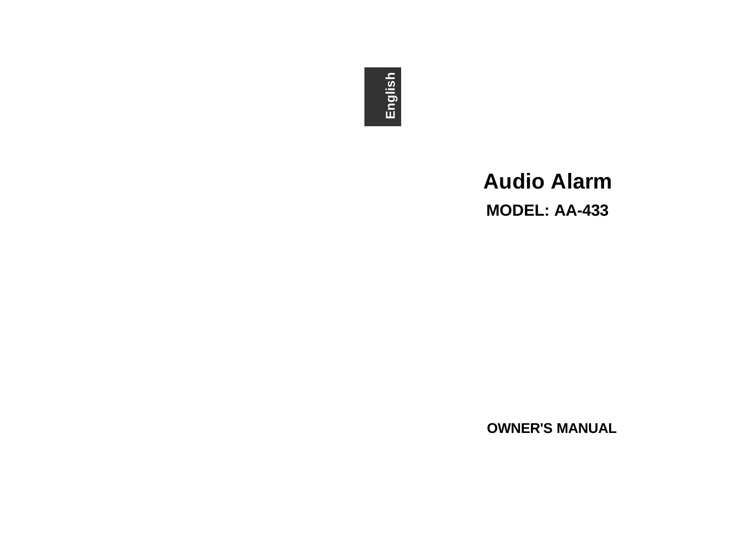English

# Audio Alarm

## MODEL: AA-433

**OWNER'S MANUAL**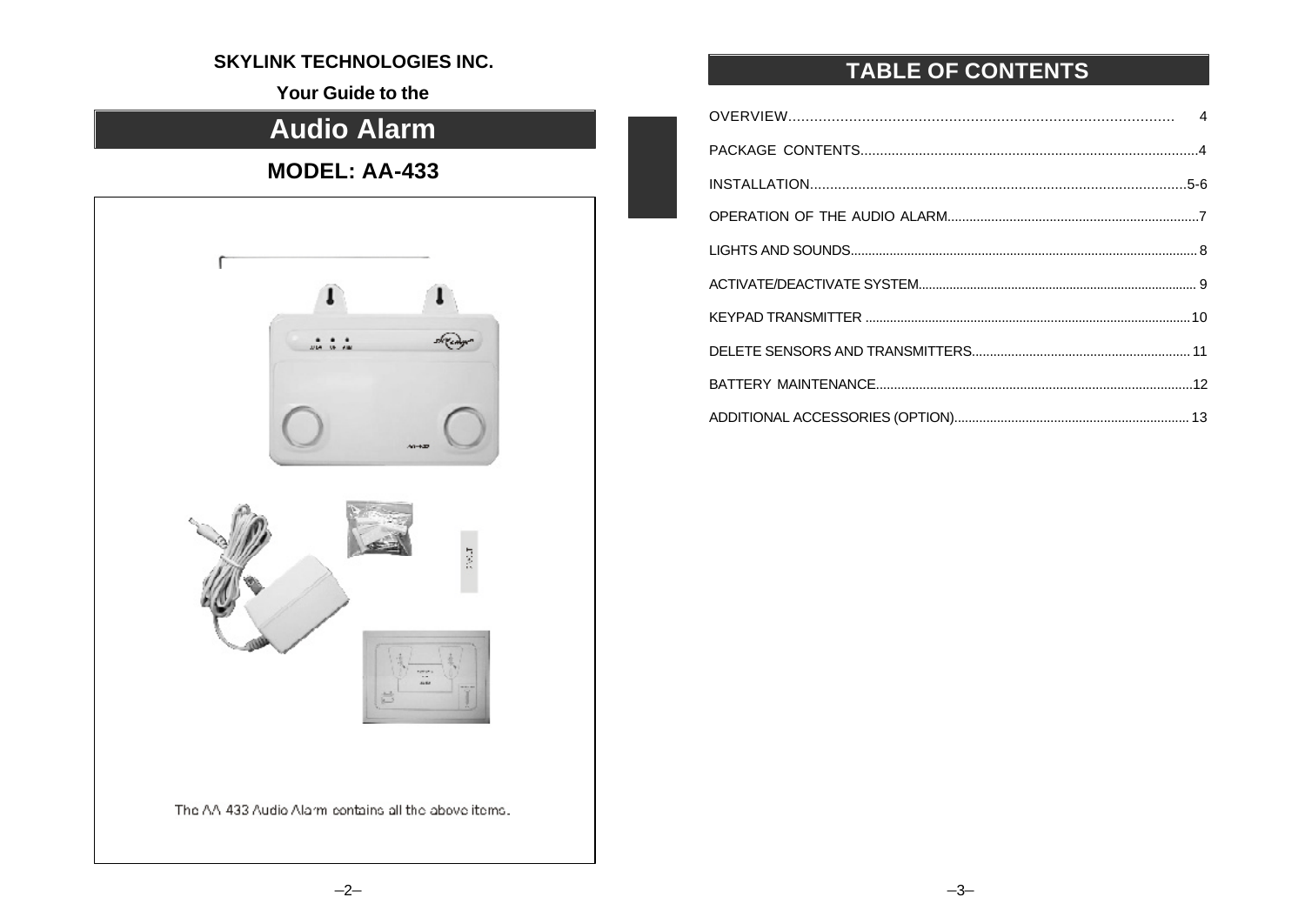**SKYLINK TECHNOLOGIES INC.**

**Your Guide to the**

# Audio Alarm

## MODEL: AA-433

The AA 433 Audio Alarm contains all the above items.

# TABLE OF CONTENTS

| | |
|---|---|
| OVERVIEW | 4 |
| PACKAGE CONTENTS | 4 |
| INSTALLATION | 5-6 |
| OPERATION OF THE AUDIO ALARM | 7 |
| LIGHTS AND SOUNDS | 8 |
| ACTIVATE/DEACTIVATE SYSTEM | 9 |
| KEYPAD TRANSMITTER | 10 |
| DELETE SENSORS AND TRANSMITTERS | 11 |
| BATTERY MAINTENANCE | 12 |
| ADDITIONAL ACCESSORIES (OPTION) | 13 |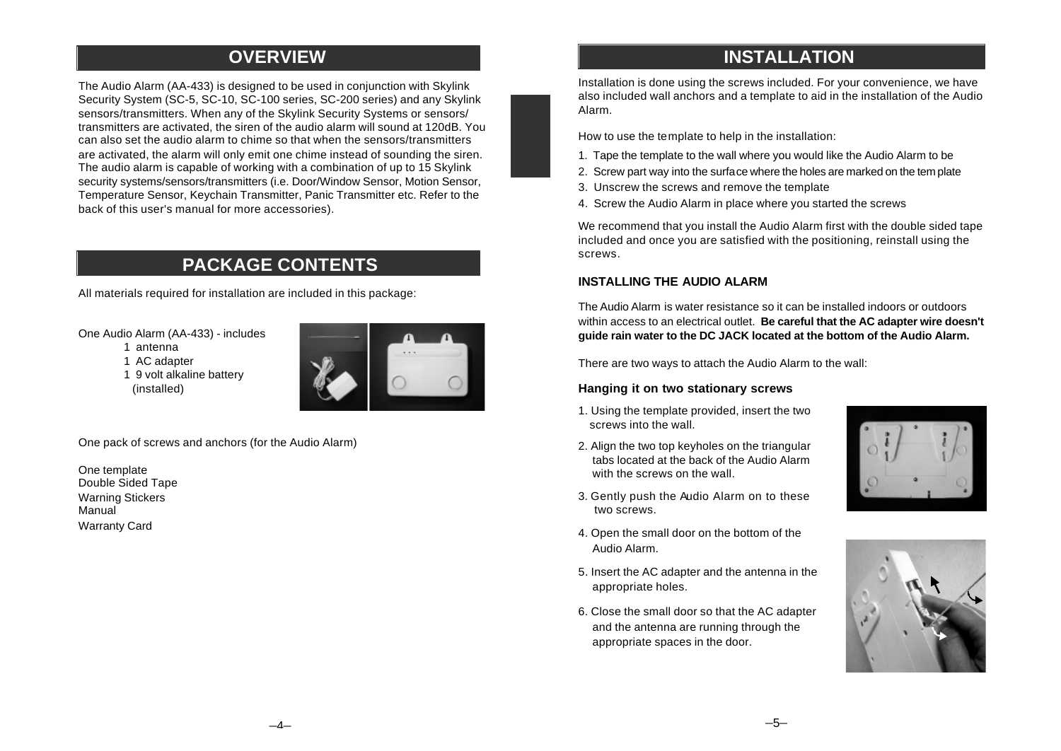## OVERVIEW

The Audio Alarm (AA-433) is designed to be used in conjunction with Skylink Security System (SC-5, SC-10, SC-100 series, SC-200 series) and any Skylink sensors/transmitters. When any of the Skylink Security Systems or sensors/ transmitters are activated, the siren of the audio alarm will sound at 120dB. You can also set the audio alarm to chime so that when the sensors/transmitters are activated, the alarm will only emit one chime instead of sounding the siren. The audio alarm is capable of working with a combination of up to 15 Skylink security systems/sensors/transmitters (i.e. Door/Window Sensor, Motion Sensor, Temperature Sensor, Keychain Transmitter, Panic Transmitter etc. Refer to the back of this user's manual for more accessories).

## PACKAGE CONTENTS

All materials required for installation are included in this package:

One Audio Alarm (AA-433) - includes
- 1 antenna
- 1 AC adapter
- 1 9 volt alkaline battery (installed)

One pack of screws and anchors (for the Audio Alarm)

One template
Double Sided Tape
Warning Stickers
Manual
Warranty Card

## INSTALLATION

Installation is done using the screws included. For your convenience, we have also included wall anchors and a template to aid in the installation of the Audio Alarm.

How to use the template to help in the installation:

1. Tape the template to the wall where you would like the Audio Alarm to be
2. Screw part way into the surface where the holes are marked on the template
3. Unscrew the screws and remove the template
4. Screw the Audio Alarm in place where you started the screws

We recommend that you install the Audio Alarm first with the double sided tape included and once you are satisfied with the positioning, reinstall using the screws.

### INSTALLING THE AUDIO ALARM

The Audio Alarm is water resistance so it can be installed indoors or outdoors within access to an electrical outlet. **Be careful that the AC adapter wire doesn't guide rain water to the DC JACK located at the bottom of the Audio Alarm.**

There are two ways to attach the Audio Alarm to the wall:

### Hanging it on two stationary screws

1. Using the template provided, insert the two screws into the wall.
2. Align the two top keyholes on the triangular tabs located at the back of the Audio Alarm with the screws on the wall.
3. Gently push the Audio Alarm on to these two screws.
4. Open the small door on the bottom of the Audio Alarm.
5. Insert the AC adapter and the antenna in the appropriate holes.
6. Close the small door so that the AC adapter and the antenna are running through the appropriate spaces in the door.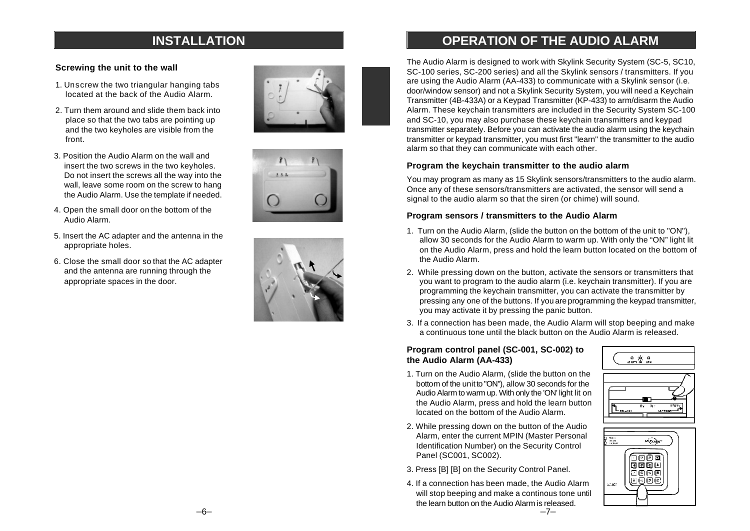## INSTALLATION

### Screwing the unit to the wall

1. Unscrew the two triangular hanging tabs located at the back of the Audio Alarm.
2. Turn them around and slide them back into place so that the two tabs are pointing up and the two keyholes are visible from the front.
3. Position the Audio Alarm on the wall and insert the two screws in the two keyholes. Do not insert the screws all the way into the wall, leave some room on the screw to hang the Audio Alarm. Use the template if needed.
4. Open the small door on the bottom of the Audio Alarm.
5. Insert the AC adapter and the antenna in the appropriate holes.
6. Close the small door so that the AC adapter and the antenna are running through the appropriate spaces in the door.

## OPERATION OF THE AUDIO ALARM

The Audio Alarm is designed to work with Skylink Security System (SC-5, SC10, SC-100 series, SC-200 series) and all the Skylink sensors / transmitters. If you are using the Audio Alarm (AA-433) to communicate with a Skylink sensor (i.e. door/window sensor) and not a Skylink Security System, you will need a Keychain Transmitter (4B-433A) or a Keypad Transmitter (KP-433) to arm/disarm the Audio Alarm. These keychain transmitters are included in the Security System SC-100 and SC-10, you may also purchase these keychain transmitters and keypad transmitter separately. Before you can activate the audio alarm using the keychain transmitter or keypad transmitter, you must first "learn" the transmitter to the audio alarm so that they can communicate with each other.

### Program the keychain transmitter to the audio alarm

You may program as many as 15 Skylink sensors/transmitters to the audio alarm. Once any of these sensors/transmitters are activated, the sensor will send a signal to the audio alarm so that the siren (or chime) will sound.

### Program sensors / transmitters to the Audio Alarm

1. Turn on the Audio Alarm, (slide the button on the bottom of the unit to "ON"), allow 30 seconds for the Audio Alarm to warm up. With only the "ON" light lit on the Audio Alarm, press and hold the learn button located on the bottom of the Audio Alarm.
2. While pressing down on the button, activate the sensors or transmitters that you want to program to the audio alarm (i.e. keychain transmitter). If you are programming the keychain transmitter, you can activate the transmitter by pressing any one of the buttons. If you are programming the keypad transmitter, you may activate it by pressing the panic button.
3. If a connection has been made, the Audio Alarm will stop beeping and make a continuous tone until the black button on the Audio Alarm is released.

### Program control panel (SC-001, SC-002) to the Audio Alarm (AA-433)

1. Turn on the Audio Alarm, (slide the button on the bottom of the unit to "ON"), allow 30 seconds for the Audio Alarm to warm up. With only the 'ON' light lit on the Audio Alarm, press and hold the learn button located on the bottom of the Audio Alarm.
2. While pressing down on the button of the Audio Alarm, enter the current MPIN (Master Personal Identification Number) on the Security Control Panel (SC001, SC002).
3. Press [B] [B] on the Security Control Panel.
4. If a connection has been made, the Audio Alarm will stop beeping and make a continous tone until the learn button on the Audio Alarm is released.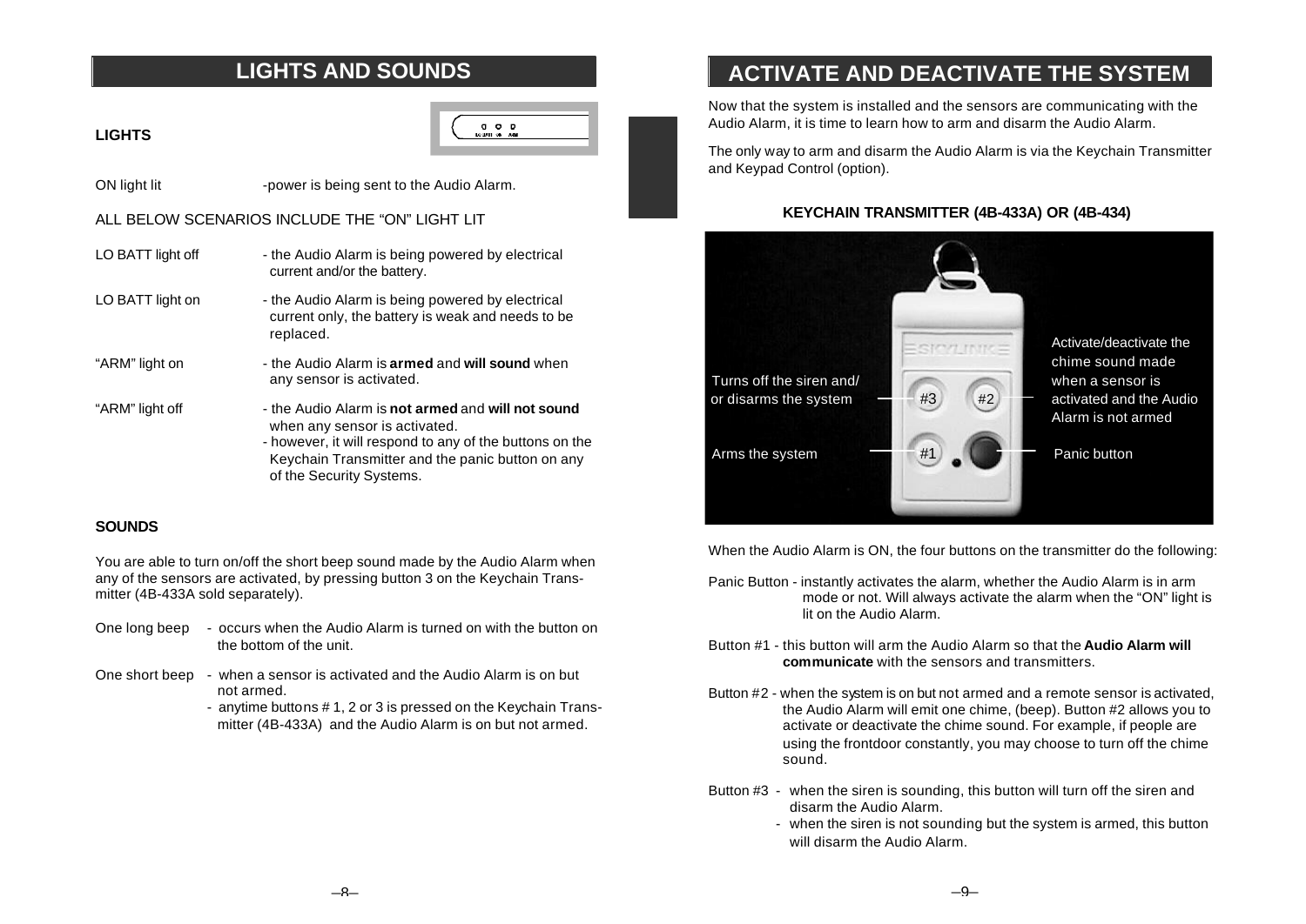## LIGHTS AND SOUNDS

### LIGHTS

| | |
|---|---|
| ON light lit | -power is being sent to the Audio Alarm. |

ALL BELOW SCENARIOS INCLUDE THE "ON" LIGHT LIT

| | |
|---|---|
| LO BATT light off | - the Audio Alarm is being powered by electrical current and/or the battery. |
| LO BATT light on | - the Audio Alarm is being powered by electrical current only, the battery is weak and needs to be replaced. |
| "ARM" light on | - the Audio Alarm is **armed** and **will sound** when any sensor is activated. |
| "ARM" light off | - the Audio Alarm is **not armed** and **will not sound** when any sensor is activated.<br>- however, it will respond to any of the buttons on the Keychain Transmitter and the panic button on any of the Security Systems. |

### SOUNDS

You are able to turn on/off the short beep sound made by the Audio Alarm when any of the sensors are activated, by pressing button 3 on the Keychain Transmitter (4B-433A sold separately).

| | |
|---|---|
| One long beep | - occurs when the Audio Alarm is turned on with the button on the bottom of the unit. |
| One short beep | - when a sensor is activated and the Audio Alarm is on but not armed.<br>- anytime buttons # 1, 2 or 3 is pressed on the Keychain Transmitter (4B-433A) and the Audio Alarm is on but not armed. |

## ACTIVATE AND DEACTIVATE THE SYSTEM

Now that the system is installed and the sensors are communicating with the Audio Alarm, it is time to learn how to arm and disarm the Audio Alarm.

The only way to arm and disarm the Audio Alarm is via the Keychain Transmitter and Keypad Control (option).

### KEYCHAIN TRANSMITTER (4B-433A) OR (4B-434)

- #3: Turns off the siren and/ or disarms the system
- #2: Activate/deactivate the chime sound made when a sensor is activated and the Audio Alarm is not armed
- #1: Arms the system
- Panic button

When the Audio Alarm is ON, the four buttons on the transmitter do the following:

Panic Button - instantly activates the alarm, whether the Audio Alarm is in arm mode or not. Will always activate the alarm when the "ON" light is lit on the Audio Alarm.

Button #1 - this button will arm the Audio Alarm so that the **Audio Alarm will communicate** with the sensors and transmitters.

Button #2 - when the system is on but not armed and a remote sensor is activated, the Audio Alarm will emit one chime, (beep). Button #2 allows you to activate or deactivate the chime sound. For example, if people are using the frontdoor constantly, you may choose to turn off the chime sound.

Button #3 - when the siren is sounding, this button will turn off the siren and disarm the Audio Alarm.
- when the siren is not sounding but the system is armed, this button will disarm the Audio Alarm.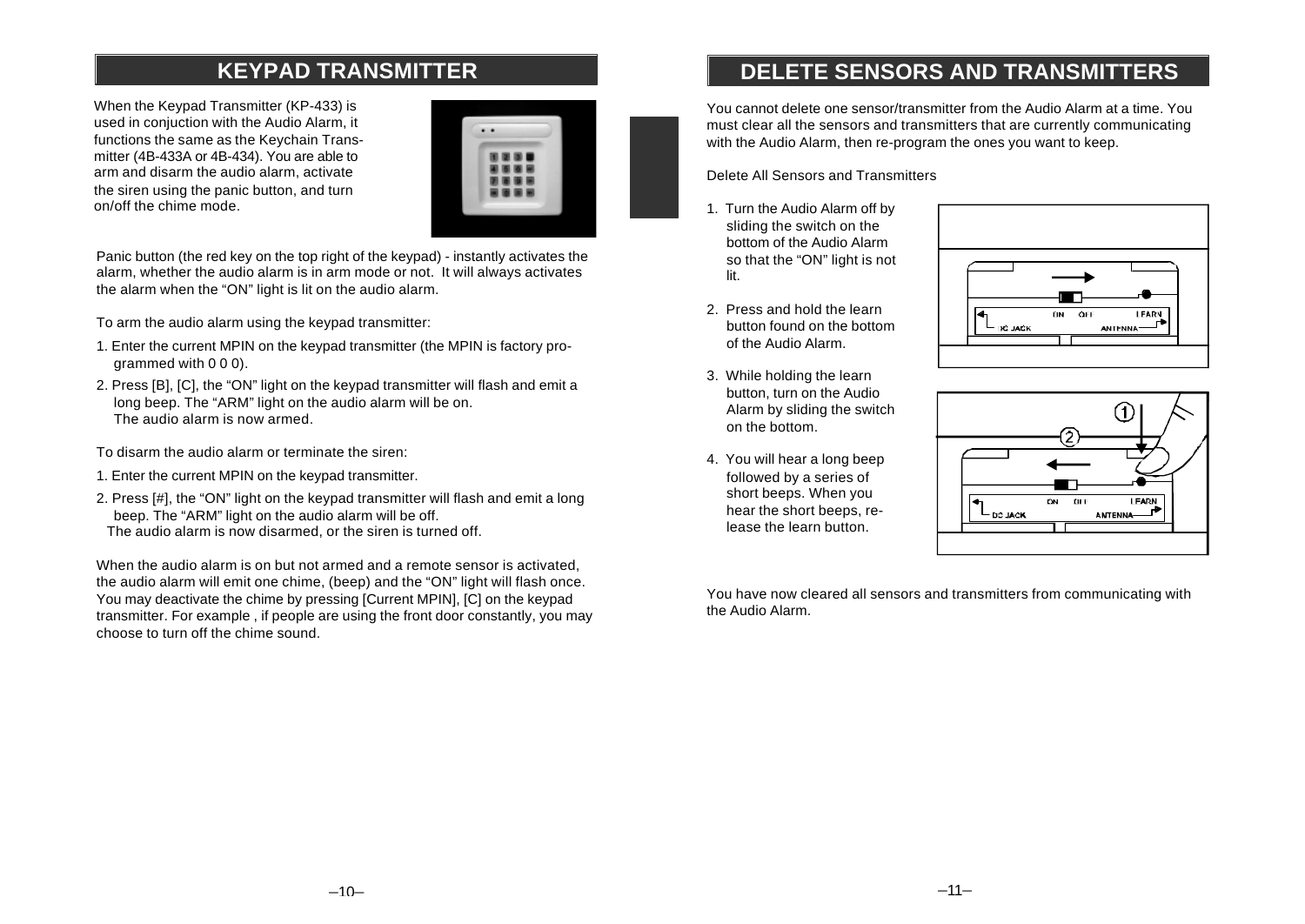# KEYPAD TRANSMITTER

When the Keypad Transmitter (KP-433) is used in conjuction with the Audio Alarm, it functions the same as the Keychain Transmitter (4B-433A or 4B-434). You are able to arm and disarm the audio alarm, activate the siren using the panic button, and turn on/off the chime mode.

Panic button (the red key on the top right of the keypad) - instantly activates the alarm, whether the audio alarm is in arm mode or not. It will always activates the alarm when the "ON" light is lit on the audio alarm.

To arm the audio alarm using the keypad transmitter:

1. Enter the current MPIN on the keypad transmitter (the MPIN is factory programmed with 0 0 0).
2. Press [B], [C], the "ON" light on the keypad transmitter will flash and emit a long beep. The "ARM" light on the audio alarm will be on.
   The audio alarm is now armed.

To disarm the audio alarm or terminate the siren:

1. Enter the current MPIN on the keypad transmitter.
2. Press [#], the "ON" light on the keypad transmitter will flash and emit a long beep. The "ARM" light on the audio alarm will be off.
   The audio alarm is now disarmed, or the siren is turned off.

When the audio alarm is on but not armed and a remote sensor is activated, the audio alarm will emit one chime, (beep) and the "ON" light will flash once. You may deactivate the chime by pressing [Current MPIN], [C] on the keypad transmitter. For example , if people are using the front door constantly, you may choose to turn off the chime sound.

# DELETE SENSORS AND TRANSMITTERS

You cannot delete one sensor/transmitter from the Audio Alarm at a time. You must clear all the sensors and transmitters that are currently communicating with the Audio Alarm, then re-program the ones you want to keep.

Delete All Sensors and Transmitters

1. Turn the Audio Alarm off by sliding the switch on the bottom of the Audio Alarm so that the "ON" light is not lit.
2. Press and hold the learn button found on the bottom of the Audio Alarm.
3. While holding the learn button, turn on the Audio Alarm by sliding the switch on the bottom.
4. You will hear a long beep followed by a series of short beeps. When you hear the short beeps, release the learn button.

You have now cleared all sensors and transmitters from communicating with the Audio Alarm.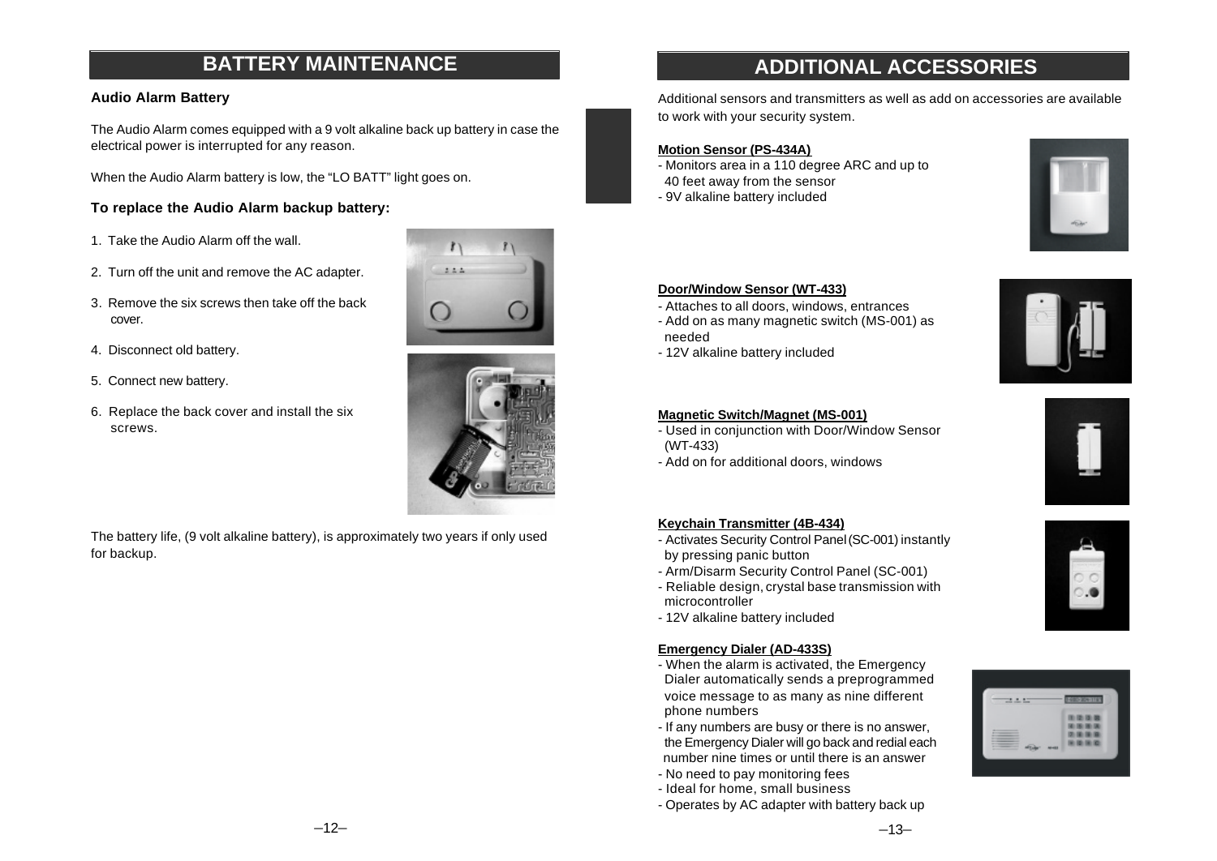## BATTERY MAINTENANCE

### Audio Alarm Battery

The Audio Alarm comes equipped with a 9 volt alkaline back up battery in case the electrical power is interrupted for any reason.

When the Audio Alarm battery is low, the "LO BATT" light goes on.

### To replace the Audio Alarm backup battery:

1. Take the Audio Alarm off the wall.
2. Turn off the unit and remove the AC adapter.
3. Remove the six screws then take off the back cover.
4. Disconnect old battery.
5. Connect new battery.
6. Replace the back cover and install the six screws.

The battery life, (9 volt alkaline battery), is approximately two years if only used for backup.

## ADDITIONAL ACCESSORIES

Additional sensors and transmitters as well as add on accessories are available to work with your security system.

**Motion Sensor (PS-434A)**
- Monitors area in a 110 degree ARC and up to 40 feet away from the sensor
- 9V alkaline battery included

**Door/Window Sensor (WT-433)**
- Attaches to all doors, windows, entrances
- Add on as many magnetic switch (MS-001) as needed
- 12V alkaline battery included

**Magnetic Switch/Magnet (MS-001)**
- Used in conjunction with Door/Window Sensor (WT-433)
- Add on for additional doors, windows

**Keychain Transmitter (4B-434)**
- Activates Security Control Panel (SC-001) instantly by pressing panic button
- Arm/Disarm Security Control Panel (SC-001)
- Reliable design, crystal base transmission with microcontroller
- 12V alkaline battery included

**Emergency Dialer (AD-433S)**
- When the alarm is activated, the Emergency Dialer automatically sends a preprogrammed voice message to as many as nine different phone numbers
- If any numbers are busy or there is no answer, the Emergency Dialer will go back and redial each number nine times or until there is an answer
- No need to pay monitoring fees
- Ideal for home, small business
- Operates by AC adapter with battery back up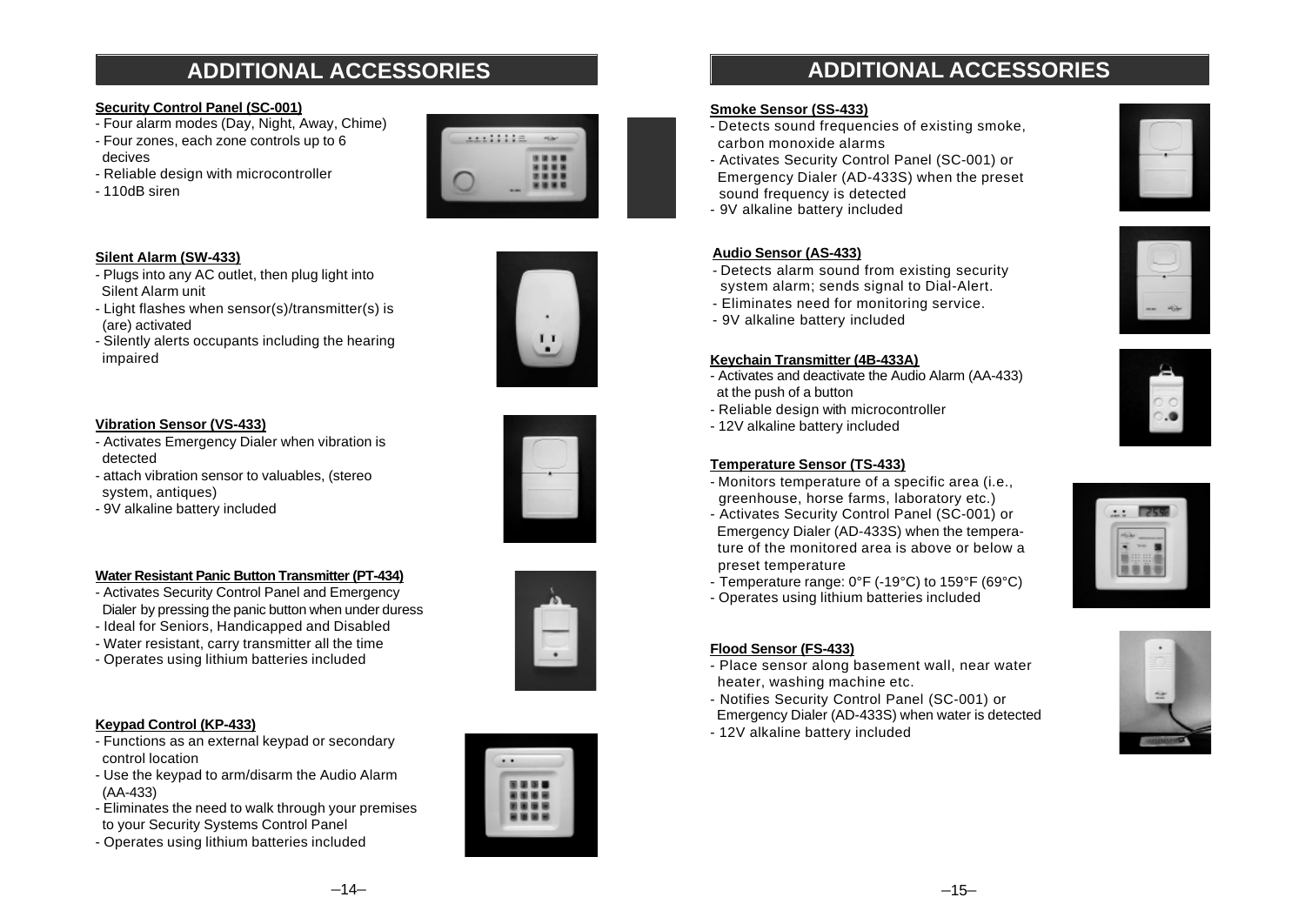## ADDITIONAL ACCESSORIES

**Security Control Panel (SC-001)**

- Four alarm modes (Day, Night, Away, Chime)
- Four zones, each zone controls up to 6 decives
- Reliable design with microcontroller
- 110dB siren

**Silent Alarm (SW-433)**

- Plugs into any AC outlet, then plug light into Silent Alarm unit
- Light flashes when sensor(s)/transmitter(s) is (are) activated
- Silently alerts occupants including the hearing impaired

**Vibration Sensor (VS-433)**

- Activates Emergency Dialer when vibration is detected
- attach vibration sensor to valuables, (stereo system, antiques)
- 9V alkaline battery included

**Water Resistant Panic Button Transmitter (PT-434)**

- Activates Security Control Panel and Emergency Dialer by pressing the panic button when under duress
- Ideal for Seniors, Handicapped and Disabled
- Water resistant, carry transmitter all the time
- Operates using lithium batteries included

**Keypad Control (KP-433)**

- Functions as an external keypad or secondary control location
- Use the keypad to arm/disarm the Audio Alarm (AA-433)
- Eliminates the need to walk through your premises to your Security Systems Control Panel
- Operates using lithium batteries included

## ADDITIONAL ACCESSORIES

**Smoke Sensor (SS-433)**

- Detects sound frequencies of existing smoke, carbon monoxide alarms
- Activates Security Control Panel (SC-001) or Emergency Dialer (AD-433S) when the preset sound frequency is detected
- 9V alkaline battery included

**Audio Sensor (AS-433)**

- Detects alarm sound from existing security system alarm; sends signal to Dial-Alert.
- Eliminates need for monitoring service.
- 9V alkaline battery included

**Keychain Transmitter (4B-433A)**

- Activates and deactivate the Audio Alarm (AA-433) at the push of a button
- Reliable design with microcontroller
- 12V alkaline battery included

**Temperature Sensor (TS-433)**

- Monitors temperature of a specific area (i.e., greenhouse, horse farms, laboratory etc.)
- Activates Security Control Panel (SC-001) or Emergency Dialer (AD-433S) when the temperature of the monitored area is above or below a preset temperature
- Temperature range: 0°F (-19°C) to 159°F (69°C)
- Operates using lithium batteries included

**Flood Sensor (FS-433)**

- Place sensor along basement wall, near water heater, washing machine etc.
- Notifies Security Control Panel (SC-001) or Emergency Dialer (AD-433S) when water is detected
- 12V alkaline battery included